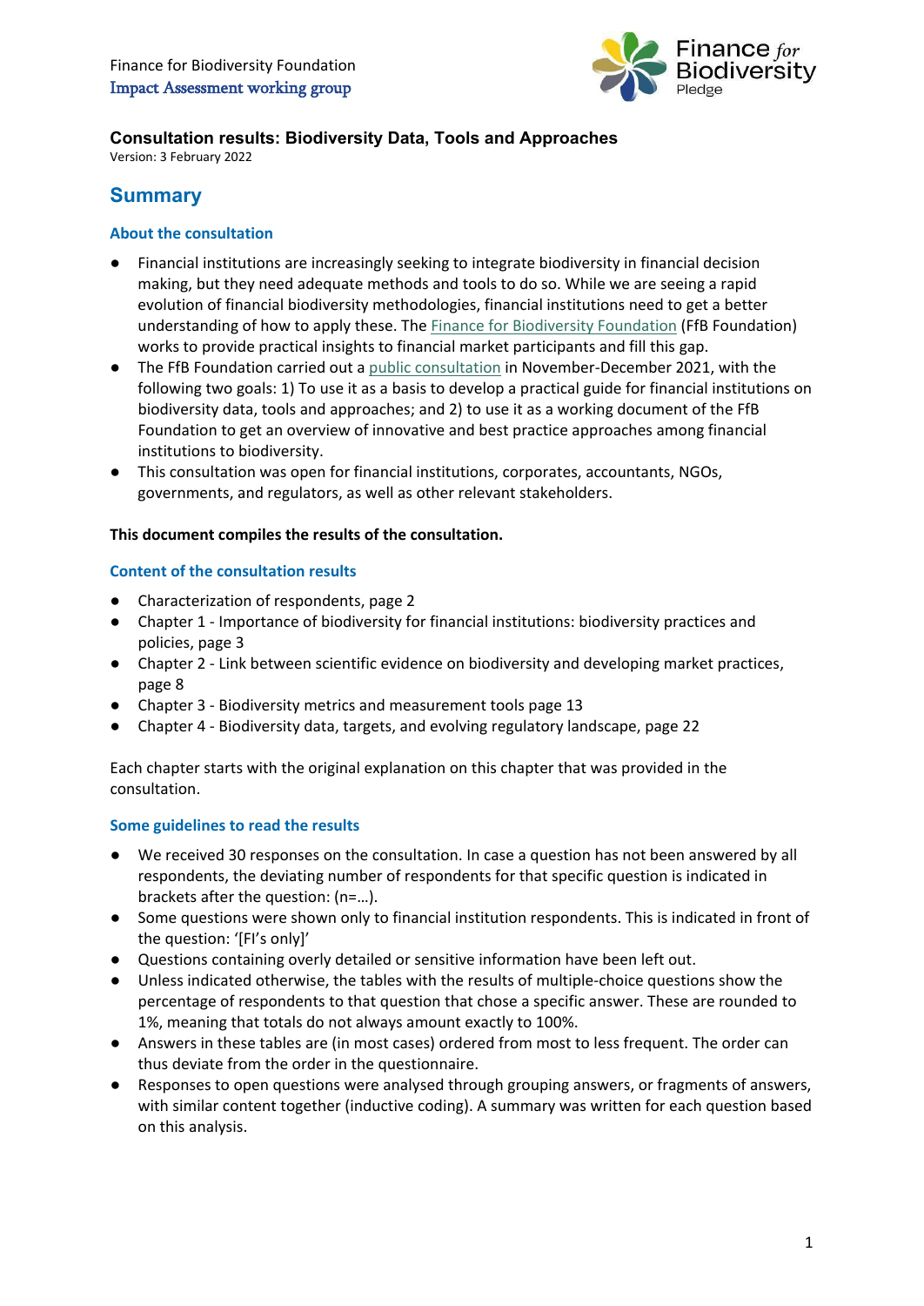Finance for Biodiversity Foundation
Impact Assessment working group

**Consultation results: Biodiversity Data, Tools and Approaches**
Version: 3 February 2022

# Summary

### About the consultation

- Financial institutions are increasingly seeking to integrate biodiversity in financial decision making, but they need adequate methods and tools to do so. While we are seeing a rapid evolution of financial biodiversity methodologies, financial institutions need to get a better understanding of how to apply these. The Finance for Biodiversity Foundation (FfB Foundation) works to provide practical insights to financial market participants and fill this gap.
- The FfB Foundation carried out a public consultation in November-December 2021, with the following two goals: 1) To use it as a basis to develop a practical guide for financial institutions on biodiversity data, tools and approaches; and 2) to use it as a working document of the FfB Foundation to get an overview of innovative and best practice approaches among financial institutions to biodiversity.
- This consultation was open for financial institutions, corporates, accountants, NGOs, governments, and regulators, as well as other relevant stakeholders.

**This document compiles the results of the consultation.**

### Content of the consultation results

- Characterization of respondents, page 2
- Chapter 1 - Importance of biodiversity for financial institutions: biodiversity practices and policies, page 3
- Chapter 2 - Link between scientific evidence on biodiversity and developing market practices, page 8
- Chapter 3 - Biodiversity metrics and measurement tools page 13
- Chapter 4 - Biodiversity data, targets, and evolving regulatory landscape, page 22

Each chapter starts with the original explanation on this chapter that was provided in the consultation.

### Some guidelines to read the results

- We received 30 responses on the consultation. In case a question has not been answered by all respondents, the deviating number of respondents for that specific question is indicated in brackets after the question: (n=…).
- Some questions were shown only to financial institution respondents. This is indicated in front of the question: '[FI's only]'
- Questions containing overly detailed or sensitive information have been left out.
- Unless indicated otherwise, the tables with the results of multiple-choice questions show the percentage of respondents to that question that chose a specific answer. These are rounded to 1%, meaning that totals do not always amount exactly to 100%.
- Answers in these tables are (in most cases) ordered from most to less frequent. The order can thus deviate from the order in the questionnaire.
- Responses to open questions were analysed through grouping answers, or fragments of answers, with similar content together (inductive coding). A summary was written for each question based on this analysis.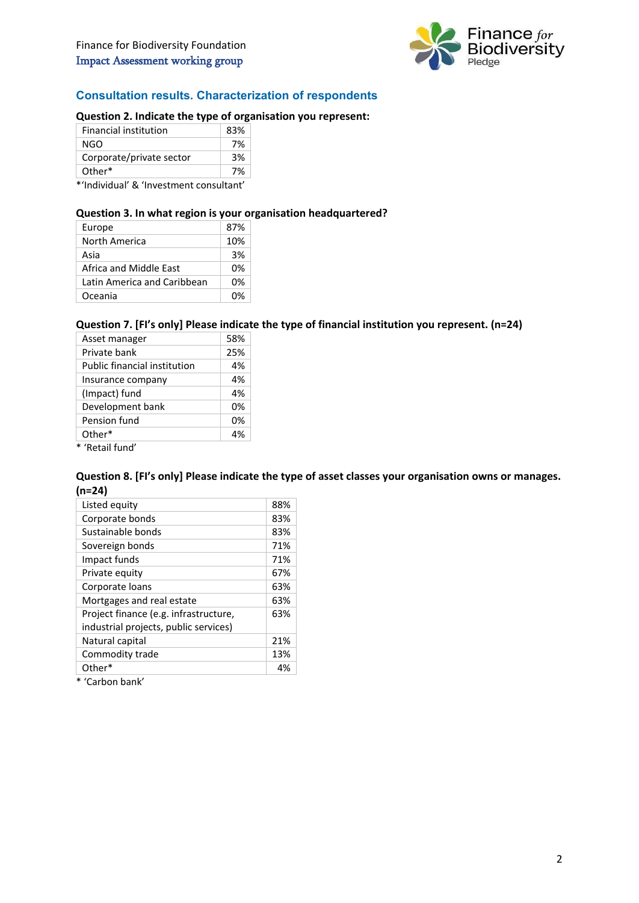## Consultation results. Characterization of respondents

**Question 2. Indicate the type of organisation you represent:**

| | |
|---|---|
| Financial institution | 83% |
| NGO | 7% |
| Corporate/private sector | 3% |
| Other* | 7% |

*'Individual' & 'Investment consultant'

**Question 3. In what region is your organisation headquartered?**

| | |
|---|---|
| Europe | 87% |
| North America | 10% |
| Asia | 3% |
| Africa and Middle East | 0% |
| Latin America and Caribbean | 0% |
| Oceania | 0% |

**Question 7. [FI's only] Please indicate the type of financial institution you represent. (n=24)**

| | |
|---|---|
| Asset manager | 58% |
| Private bank | 25% |
| Public financial institution | 4% |
| Insurance company | 4% |
| (Impact) fund | 4% |
| Development bank | 0% |
| Pension fund | 0% |
| Other* | 4% |

* 'Retail fund'

**Question 8. [FI's only] Please indicate the type of asset classes your organisation owns or manages. (n=24)**

| | |
|---|---|
| Listed equity | 88% |
| Corporate bonds | 83% |
| Sustainable bonds | 83% |
| Sovereign bonds | 71% |
| Impact funds | 71% |
| Private equity | 67% |
| Corporate loans | 63% |
| Mortgages and real estate | 63% |
| Project finance (e.g. infrastructure, industrial projects, public services) | 63% |
| Natural capital | 21% |
| Commodity trade | 13% |
| Other* | 4% |

* 'Carbon bank'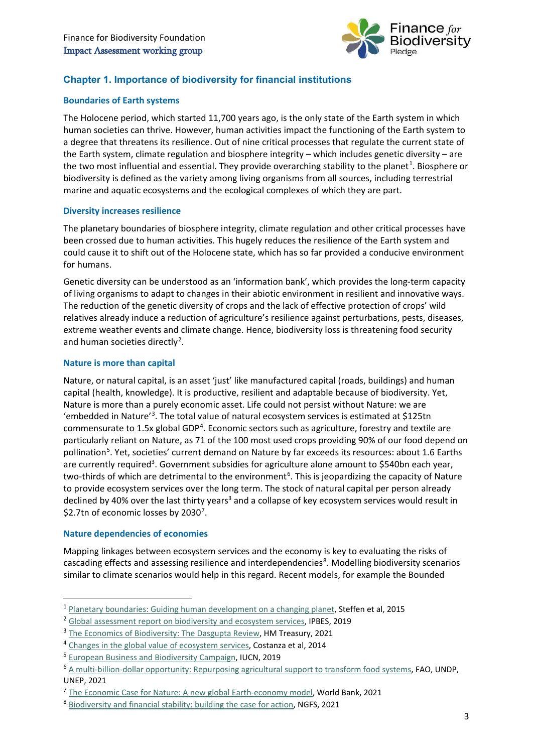## Chapter 1. Importance of biodiversity for financial institutions

### Boundaries of Earth systems

The Holocene period, which started 11,700 years ago, is the only state of the Earth system in which human societies can thrive. However, human activities impact the functioning of the Earth system to a degree that threatens its resilience. Out of nine critical processes that regulate the current state of the Earth system, climate regulation and biosphere integrity – which includes genetic diversity – are the two most influential and essential. They provide overarching stability to the planet[1]. Biosphere or biodiversity is defined as the variety among living organisms from all sources, including terrestrial marine and aquatic ecosystems and the ecological complexes of which they are part.

### Diversity increases resilience

The planetary boundaries of biosphere integrity, climate regulation and other critical processes have been crossed due to human activities. This hugely reduces the resilience of the Earth system and could cause it to shift out of the Holocene state, which has so far provided a conducive environment for humans.

Genetic diversity can be understood as an 'information bank', which provides the long-term capacity of living organisms to adapt to changes in their abiotic environment in resilient and innovative ways. The reduction of the genetic diversity of crops and the lack of effective protection of crops' wild relatives already induce a reduction of agriculture's resilience against perturbations, pests, diseases, extreme weather events and climate change. Hence, biodiversity loss is threatening food security and human societies directly[2].

### Nature is more than capital

Nature, or natural capital, is an asset 'just' like manufactured capital (roads, buildings) and human capital (health, knowledge). It is productive, resilient and adaptable because of biodiversity. Yet, Nature is more than a purely economic asset. Life could not persist without Nature: we are 'embedded in Nature'[3]. The total value of natural ecosystem services is estimated at $125tn commensurate to 1.5x global GDP[4]. Economic sectors such as agriculture, forestry and textile are particularly reliant on Nature, as 71 of the 100 most used crops providing 90% of our food depend on pollination[5]. Yet, societies' current demand on Nature by far exceeds its resources: about 1.6 Earths are currently required[3]. Government subsidies for agriculture alone amount to $540bn each year, two-thirds of which are detrimental to the environment[6]. This is jeopardizing the capacity of Nature to provide ecosystem services over the long term. The stock of natural capital per person already declined by 40% over the last thirty years[3] and a collapse of key ecosystem services would result in $2.7tn of economic losses by 2030[7].

### Nature dependencies of economies

Mapping linkages between ecosystem services and the economy is key to evaluating the risks of cascading effects and assessing resilience and interdependencies[8]. Modelling biodiversity scenarios similar to climate scenarios would help in this regard. Recent models, for example the Bounded

---

[1] Planetary boundaries: Guiding human development on a changing planet, Steffen et al, 2015

[2] Global assessment report on biodiversity and ecosystem services, IPBES, 2019

[3] The Economics of Biodiversity: The Dasgupta Review, HM Treasury, 2021

[4] Changes in the global value of ecosystem services, Costanza et al, 2014

[5] European Business and Biodiversity Campaign, IUCN, 2019

[6] A multi-billion-dollar opportunity: Repurposing agricultural support to transform food systems, FAO, UNDP, UNEP, 2021

[7] The Economic Case for Nature: A new global Earth-economy model, World Bank, 2021

[8] Biodiversity and financial stability: building the case for action, NGFS, 2021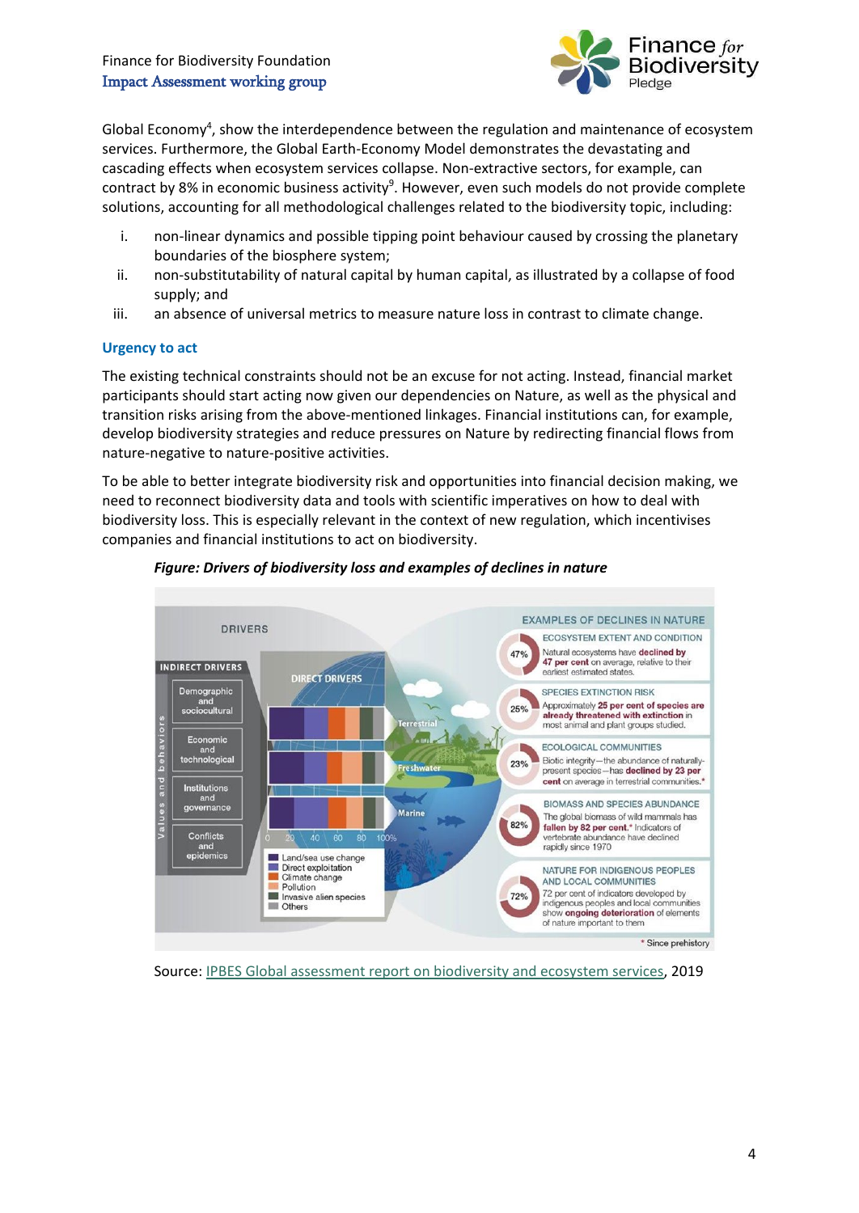Global Economy[4], show the interdependence between the regulation and maintenance of ecosystem services. Furthermore, the Global Earth-Economy Model demonstrates the devastating and cascading effects when ecosystem services collapse. Non-extractive sectors, for example, can contract by 8% in economic business activity[9]. However, even such models do not provide complete solutions, accounting for all methodological challenges related to the biodiversity topic, including:

i. non-linear dynamics and possible tipping point behaviour caused by crossing the planetary boundaries of the biosphere system;
ii. non-substitutability of natural capital by human capital, as illustrated by a collapse of food supply; and
iii. an absence of universal metrics to measure nature loss in contrast to climate change.

### Urgency to act

The existing technical constraints should not be an excuse for not acting. Instead, financial market participants should start acting now given our dependencies on Nature, as well as the physical and transition risks arising from the above-mentioned linkages. Financial institutions can, for example, develop biodiversity strategies and reduce pressures on Nature by redirecting financial flows from nature-negative to nature-positive activities.

To be able to better integrate biodiversity risk and opportunities into financial decision making, we need to reconnect biodiversity data and tools with scientific imperatives on how to deal with biodiversity loss. This is especially relevant in the context of new regulation, which incentivises companies and financial institutions to act on biodiversity.

***Figure: Drivers of biodiversity loss and examples of declines in nature***

DRIVERS

INDIRECT DRIVERS: Demographic and sociocultural; Economic and technological; Institutions and governance; Conflicts and epidemics (Values and behaviors)

DIRECT DRIVERS: Terrestrial; Freshwater; Marine (0 20 40 60 80 100%)

Land/sea use change; Direct exploitation; Climate change; Pollution; Invasive alien species; Others

EXAMPLES OF DECLINES IN NATURE

ECOSYSTEM EXTENT AND CONDITION — 47% — Natural ecosystems have **declined by 47 per cent** on average, relative to their earliest estimated states.

SPECIES EXTINCTION RISK — 25% — Approximately **25 per cent of species are already threatened with extinction** in most animal and plant groups studied.

ECOLOGICAL COMMUNITIES — 23% — Biotic integrity—the abundance of naturally-present species—has **declined by 23 per cent** on average in terrestrial communities.*

BIOMASS AND SPECIES ABUNDANCE — 82% — The global biomass of wild mammals has **fallen by 82 per cent.*** Indicators of vertebrate abundance have declined rapidly since 1970

NATURE FOR INDIGENOUS PEOPLES AND LOCAL COMMUNITIES — 72% — 72 per cent of indicators developed by indigenous peoples and local communities show **ongoing deterioration** of elements of nature important to them

\* Since prehistory

Source: IPBES Global assessment report on biodiversity and ecosystem services, 2019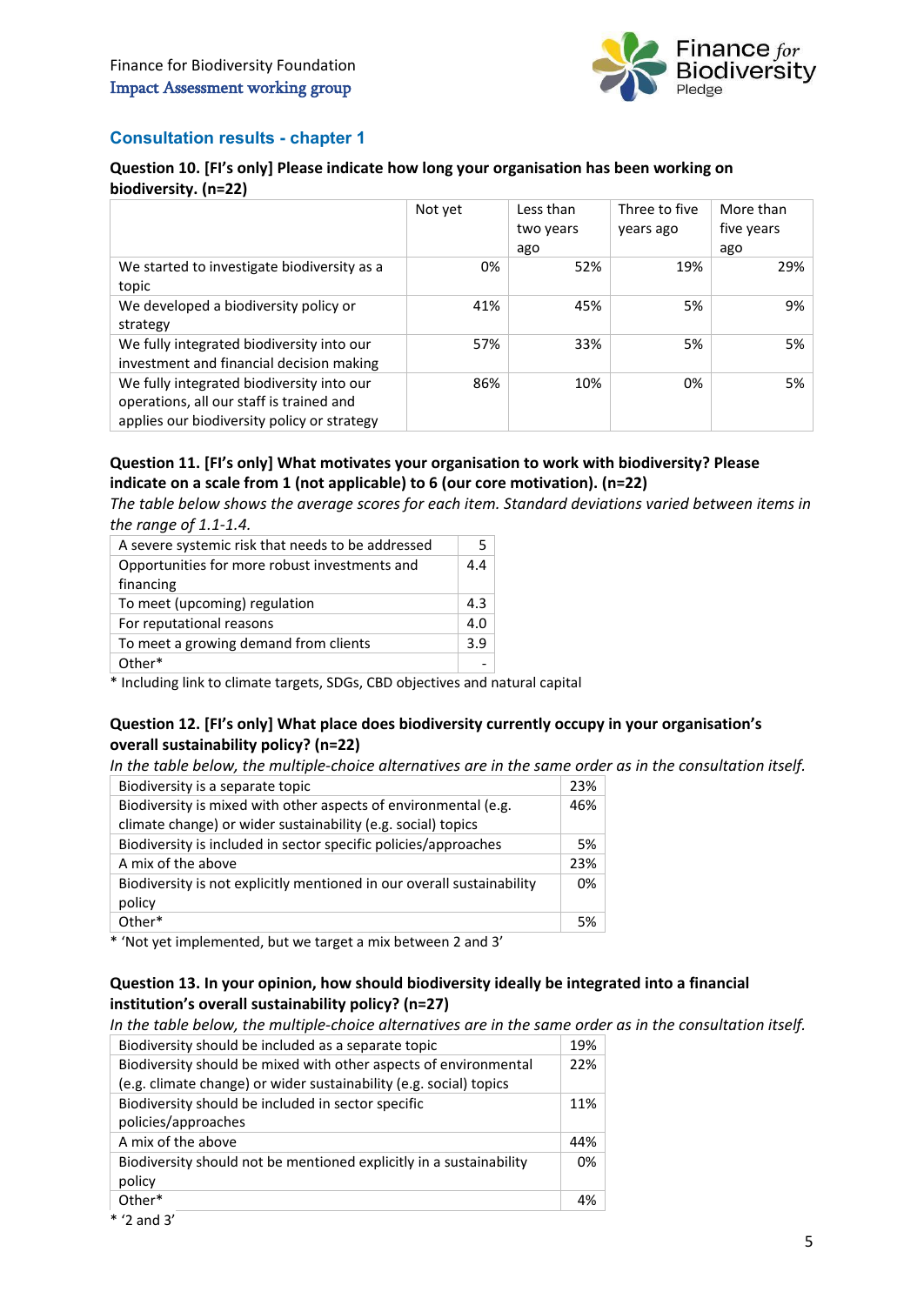Finance for Biodiversity Foundation
Impact Assessment working group

## Consultation results - chapter 1

**Question 10. [FI's only] Please indicate how long your organisation has been working on biodiversity. (n=22)**

| | Not yet | Less than two years ago | Three to five years ago | More than five years ago |
|---|---|---|---|---|
| We started to investigate biodiversity as a topic | 0% | 52% | 19% | 29% |
| We developed a biodiversity policy or strategy | 41% | 45% | 5% | 9% |
| We fully integrated biodiversity into our investment and financial decision making | 57% | 33% | 5% | 5% |
| We fully integrated biodiversity into our operations, all our staff is trained and applies our biodiversity policy or strategy | 86% | 10% | 0% | 5% |

**Question 11. [FI's only] What motivates your organisation to work with biodiversity? Please indicate on a scale from 1 (not applicable) to 6 (our core motivation). (n=22)**

*The table below shows the average scores for each item. Standard deviations varied between items in the range of 1.1-1.4.*

| | |
|---|---|
| A severe systemic risk that needs to be addressed | 5 |
| Opportunities for more robust investments and financing | 4.4 |
| To meet (upcoming) regulation | 4.3 |
| For reputational reasons | 4.0 |
| To meet a growing demand from clients | 3.9 |
| Other* | - |

\* Including link to climate targets, SDGs, CBD objectives and natural capital

**Question 12. [FI's only] What place does biodiversity currently occupy in your organisation's overall sustainability policy? (n=22)**

*In the table below, the multiple-choice alternatives are in the same order as in the consultation itself.*

| | |
|---|---|
| Biodiversity is a separate topic | 23% |
| Biodiversity is mixed with other aspects of environmental (e.g. climate change) or wider sustainability (e.g. social) topics | 46% |
| Biodiversity is included in sector specific policies/approaches | 5% |
| A mix of the above | 23% |
| Biodiversity is not explicitly mentioned in our overall sustainability policy | 0% |
| Other* | 5% |

\* 'Not yet implemented, but we target a mix between 2 and 3'

**Question 13. In your opinion, how should biodiversity ideally be integrated into a financial institution's overall sustainability policy? (n=27)**

*In the table below, the multiple-choice alternatives are in the same order as in the consultation itself.*

| | |
|---|---|
| Biodiversity should be included as a separate topic | 19% |
| Biodiversity should be mixed with other aspects of environmental (e.g. climate change) or wider sustainability (e.g. social) topics | 22% |
| Biodiversity should be included in sector specific policies/approaches | 11% |
| A mix of the above | 44% |
| Biodiversity should not be mentioned explicitly in a sustainability policy | 0% |
| Other* | 4% |

\* '2 and 3'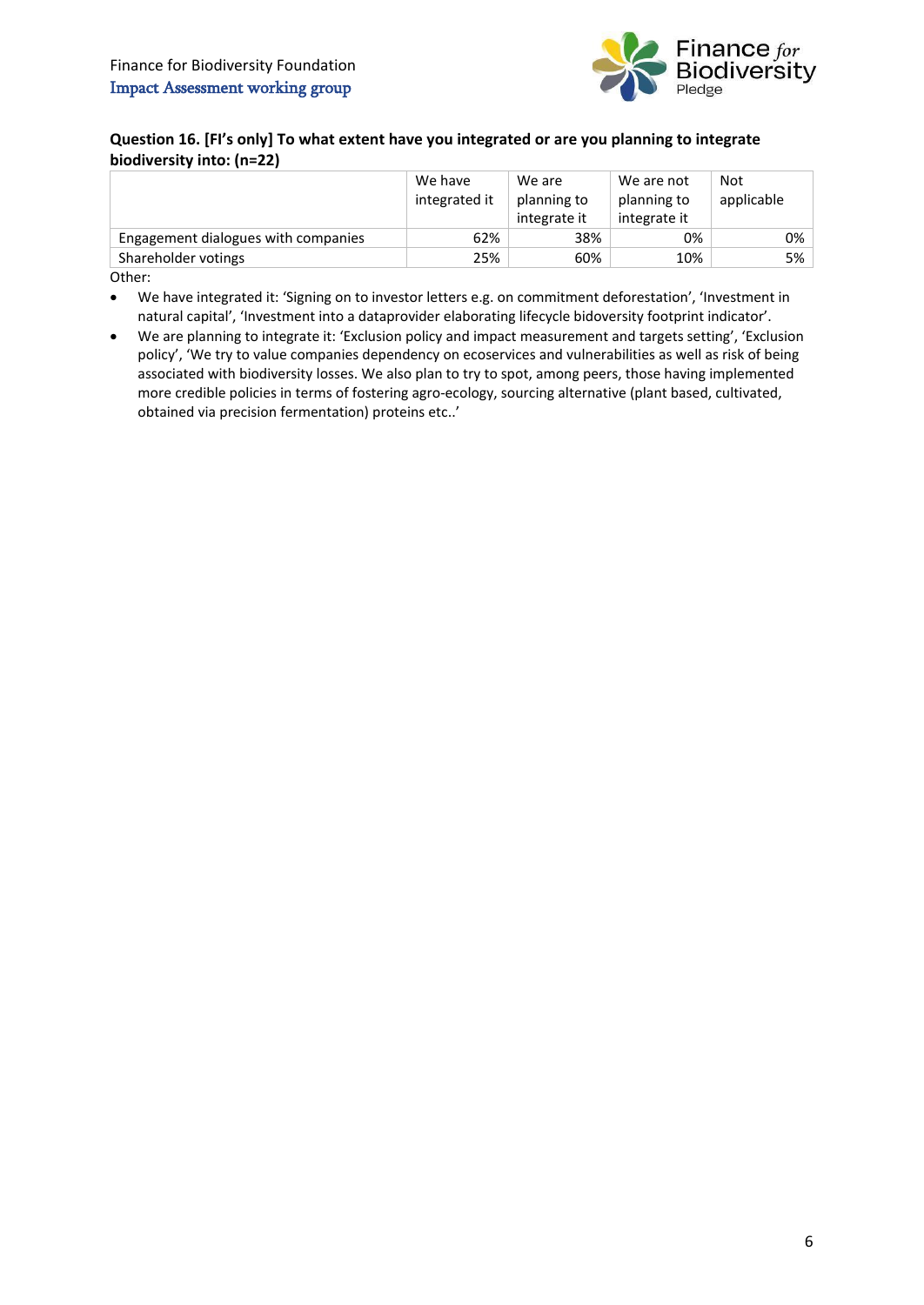**Question 16. [FI's only] To what extent have you integrated or are you planning to integrate biodiversity into: (n=22)**

| | We have integrated it | We are planning to integrate it | We are not planning to integrate it | Not applicable |
|---|---|---|---|---|
| Engagement dialogues with companies | 62% | 38% | 0% | 0% |
| Shareholder votings | 25% | 60% | 10% | 5% |

Other:

- We have integrated it: 'Signing on to investor letters e.g. on commitment deforestation', 'Investment in natural capital', 'Investment into a dataprovider elaborating lifecycle bidoversity footprint indicator'.
- We are planning to integrate it: 'Exclusion policy and impact measurement and targets setting', 'Exclusion policy', 'We try to value companies dependency on ecoservices and vulnerabilities as well as risk of being associated with biodiversity losses. We also plan to try to spot, among peers, those having implemented more credible policies in terms of fostering agro-ecology, sourcing alternative (plant based, cultivated, obtained via precision fermentation) proteins etc..'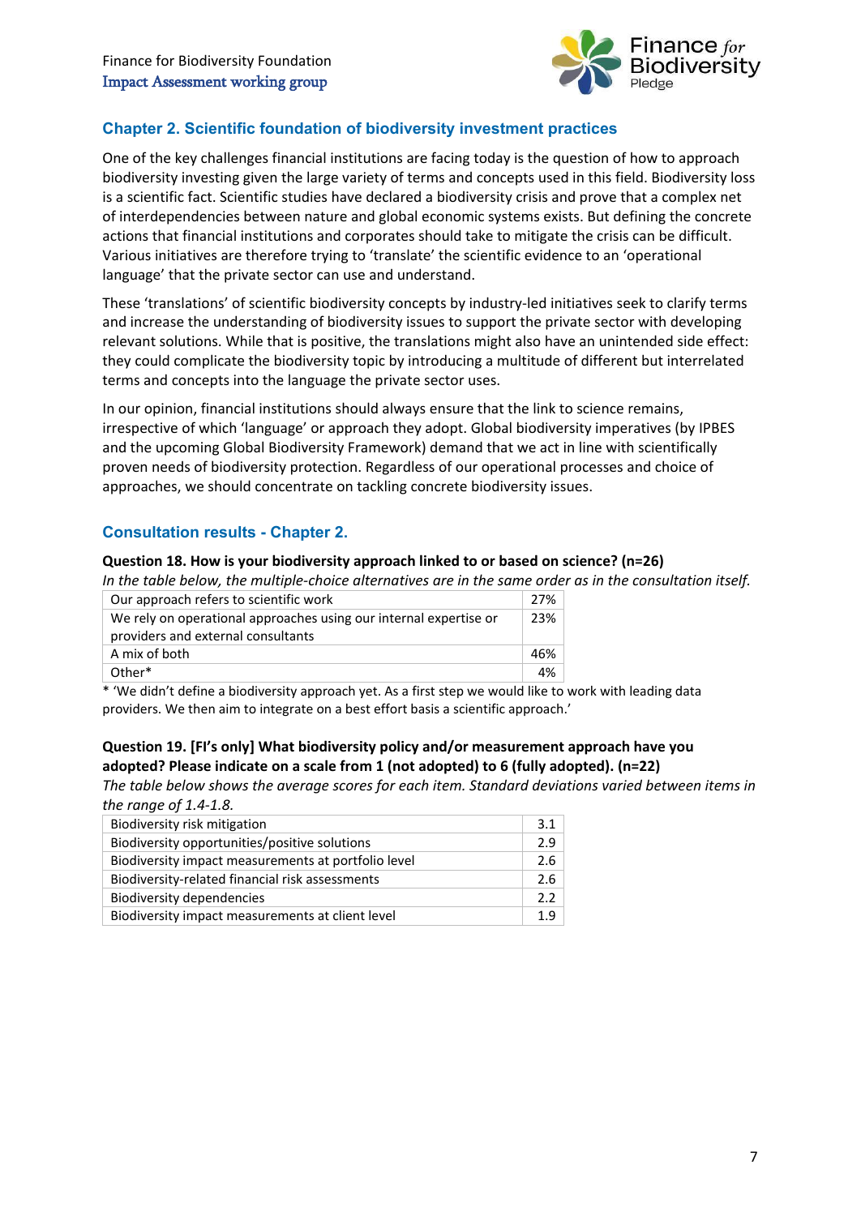## Chapter 2. Scientific foundation of biodiversity investment practices

One of the key challenges financial institutions are facing today is the question of how to approach biodiversity investing given the large variety of terms and concepts used in this field. Biodiversity loss is a scientific fact. Scientific studies have declared a biodiversity crisis and prove that a complex net of interdependencies between nature and global economic systems exists. But defining the concrete actions that financial institutions and corporates should take to mitigate the crisis can be difficult. Various initiatives are therefore trying to 'translate' the scientific evidence to an 'operational language' that the private sector can use and understand.

These 'translations' of scientific biodiversity concepts by industry-led initiatives seek to clarify terms and increase the understanding of biodiversity issues to support the private sector with developing relevant solutions. While that is positive, the translations might also have an unintended side effect: they could complicate the biodiversity topic by introducing a multitude of different but interrelated terms and concepts into the language the private sector uses.

In our opinion, financial institutions should always ensure that the link to science remains, irrespective of which 'language' or approach they adopt. Global biodiversity imperatives (by IPBES and the upcoming Global Biodiversity Framework) demand that we act in line with scientifically proven needs of biodiversity protection. Regardless of our operational processes and choice of approaches, we should concentrate on tackling concrete biodiversity issues.

### Consultation results - Chapter 2.

**Question 18. How is your biodiversity approach linked to or based on science? (n=26)**

*In the table below, the multiple-choice alternatives are in the same order as in the consultation itself.*

| Answer | % |
|---|---|
| Our approach refers to scientific work | 27% |
| We rely on operational approaches using our internal expertise or providers and external consultants | 23% |
| A mix of both | 46% |
| Other* | 4% |

* 'We didn't define a biodiversity approach yet. As a first step we would like to work with leading data providers. We then aim to integrate on a best effort basis a scientific approach.'

**Question 19. [FI's only] What biodiversity policy and/or measurement approach have you adopted? Please indicate on a scale from 1 (not adopted) to 6 (fully adopted). (n=22)**

*The table below shows the average scores for each item. Standard deviations varied between items in the range of 1.4-1.8.*

| Item | Average score |
|---|---|
| Biodiversity risk mitigation | 3.1 |
| Biodiversity opportunities/positive solutions | 2.9 |
| Biodiversity impact measurements at portfolio level | 2.6 |
| Biodiversity-related financial risk assessments | 2.6 |
| Biodiversity dependencies | 2.2 |
| Biodiversity impact measurements at client level | 1.9 |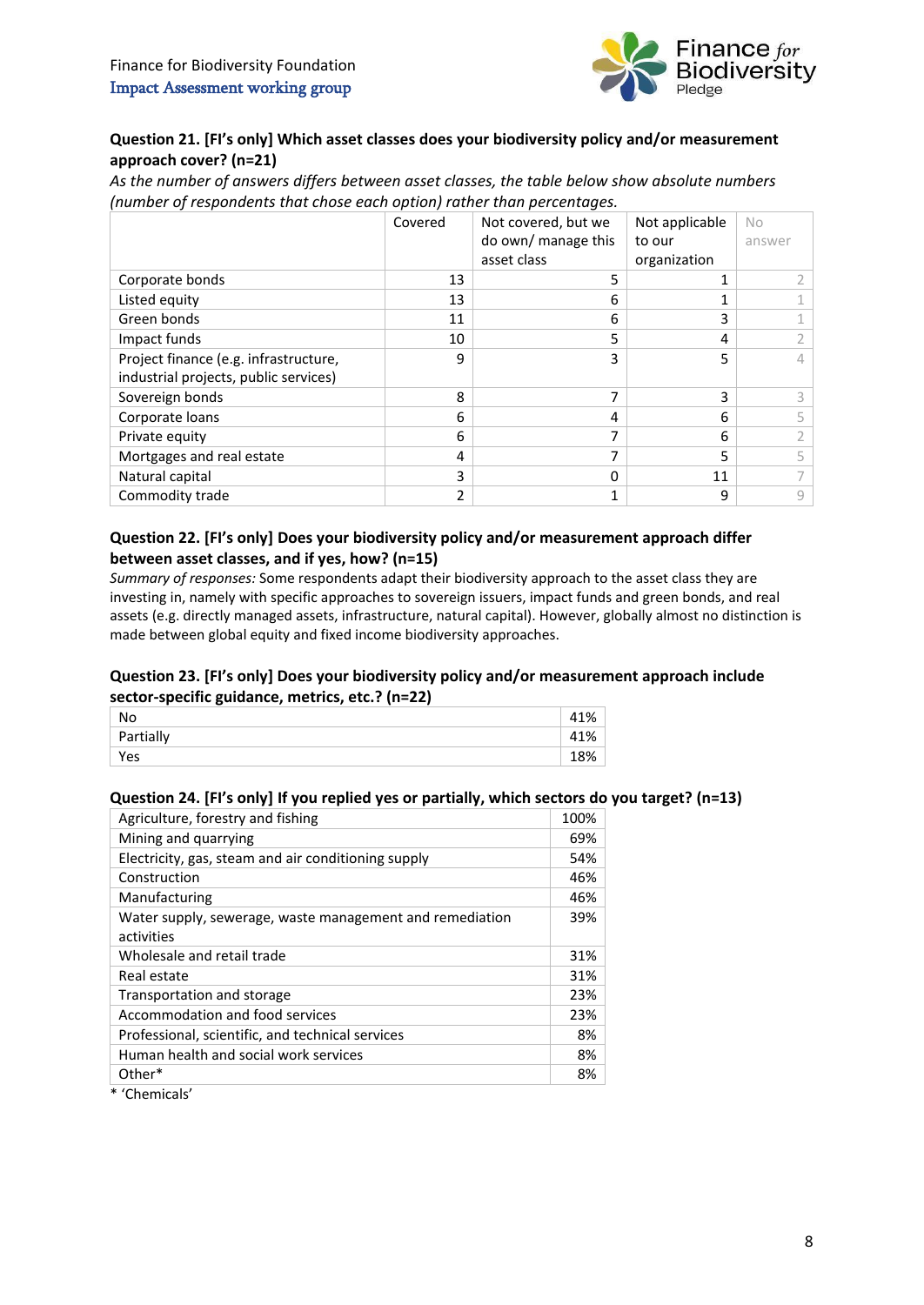**Question 21. [FI's only] Which asset classes does your biodiversity policy and/or measurement approach cover? (n=21)**

*As the number of answers differs between asset classes, the table below show absolute numbers (number of respondents that chose each option) rather than percentages.*

| | Covered | Not covered, but we do own/ manage this asset class | Not applicable to our organization | No answer |
|---|---|---|---|---|
| Corporate bonds | 13 | 5 | 1 | 2 |
| Listed equity | 13 | 6 | 1 | 1 |
| Green bonds | 11 | 6 | 3 | 1 |
| Impact funds | 10 | 5 | 4 | 2 |
| Project finance (e.g. infrastructure, industrial projects, public services) | 9 | 3 | 5 | 4 |
| Sovereign bonds | 8 | 7 | 3 | 3 |
| Corporate loans | 6 | 4 | 6 | 5 |
| Private equity | 6 | 7 | 6 | 2 |
| Mortgages and real estate | 4 | 7 | 5 | 5 |
| Natural capital | 3 | 0 | 11 | 7 |
| Commodity trade | 2 | 1 | 9 | 9 |

**Question 22. [FI's only] Does your biodiversity policy and/or measurement approach differ between asset classes, and if yes, how? (n=15)**

*Summary of responses:* Some respondents adapt their biodiversity approach to the asset class they are investing in, namely with specific approaches to sovereign issuers, impact funds and green bonds, and real assets (e.g. directly managed assets, infrastructure, natural capital). However, globally almost no distinction is made between global equity and fixed income biodiversity approaches.

**Question 23. [FI's only] Does your biodiversity policy and/or measurement approach include sector-specific guidance, metrics, etc.? (n=22)**

| | |
|---|---|
| No | 41% |
| Partially | 41% |
| Yes | 18% |

**Question 24. [FI's only] If you replied yes or partially, which sectors do you target? (n=13)**

| | |
|---|---|
| Agriculture, forestry and fishing | 100% |
| Mining and quarrying | 69% |
| Electricity, gas, steam and air conditioning supply | 54% |
| Construction | 46% |
| Manufacturing | 46% |
| Water supply, sewerage, waste management and remediation activities | 39% |
| Wholesale and retail trade | 31% |
| Real estate | 31% |
| Transportation and storage | 23% |
| Accommodation and food services | 23% |
| Professional, scientific, and technical services | 8% |
| Human health and social work services | 8% |
| Other* | 8% |

* 'Chemicals'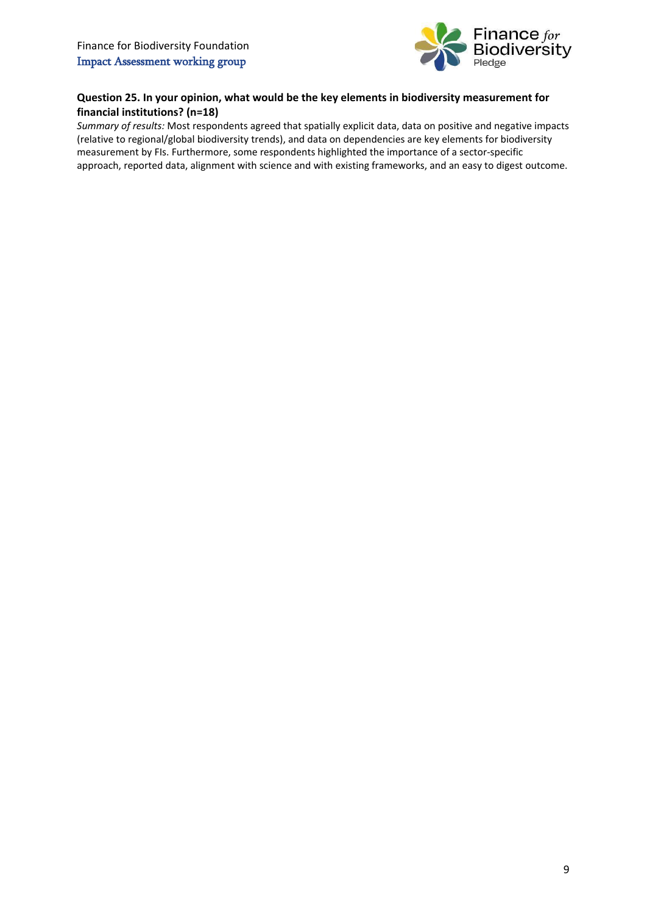**Question 25. In your opinion, what would be the key elements in biodiversity measurement for financial institutions? (n=18)**

*Summary of results:* Most respondents agreed that spatially explicit data, data on positive and negative impacts (relative to regional/global biodiversity trends), and data on dependencies are key elements for biodiversity measurement by FIs. Furthermore, some respondents highlighted the importance of a sector-specific approach, reported data, alignment with science and with existing frameworks, and an easy to digest outcome.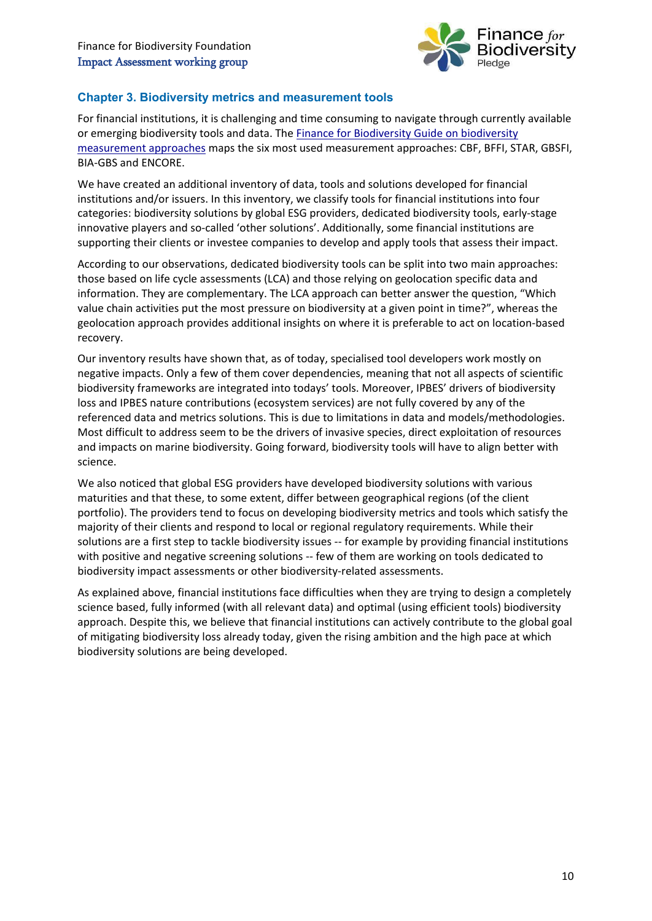## Chapter 3. Biodiversity metrics and measurement tools

For financial institutions, it is challenging and time consuming to navigate through currently available or emerging biodiversity tools and data. The Finance for Biodiversity Guide on biodiversity measurement approaches maps the six most used measurement approaches: CBF, BFFI, STAR, GBSFI, BIA-GBS and ENCORE.

We have created an additional inventory of data, tools and solutions developed for financial institutions and/or issuers. In this inventory, we classify tools for financial institutions into four categories: biodiversity solutions by global ESG providers, dedicated biodiversity tools, early-stage innovative players and so-called 'other solutions'. Additionally, some financial institutions are supporting their clients or investee companies to develop and apply tools that assess their impact.

According to our observations, dedicated biodiversity tools can be split into two main approaches: those based on life cycle assessments (LCA) and those relying on geolocation specific data and information. They are complementary. The LCA approach can better answer the question, "Which value chain activities put the most pressure on biodiversity at a given point in time?", whereas the geolocation approach provides additional insights on where it is preferable to act on location-based recovery.

Our inventory results have shown that, as of today, specialised tool developers work mostly on negative impacts. Only a few of them cover dependencies, meaning that not all aspects of scientific biodiversity frameworks are integrated into todays' tools. Moreover, IPBES' drivers of biodiversity loss and IPBES nature contributions (ecosystem services) are not fully covered by any of the referenced data and metrics solutions. This is due to limitations in data and models/methodologies. Most difficult to address seem to be the drivers of invasive species, direct exploitation of resources and impacts on marine biodiversity. Going forward, biodiversity tools will have to align better with science.

We also noticed that global ESG providers have developed biodiversity solutions with various maturities and that these, to some extent, differ between geographical regions (of the client portfolio). The providers tend to focus on developing biodiversity metrics and tools which satisfy the majority of their clients and respond to local or regional regulatory requirements. While their solutions are a first step to tackle biodiversity issues -- for example by providing financial institutions with positive and negative screening solutions -- few of them are working on tools dedicated to biodiversity impact assessments or other biodiversity-related assessments.

As explained above, financial institutions face difficulties when they are trying to design a completely science based, fully informed (with all relevant data) and optimal (using efficient tools) biodiversity approach. Despite this, we believe that financial institutions can actively contribute to the global goal of mitigating biodiversity loss already today, given the rising ambition and the high pace at which biodiversity solutions are being developed.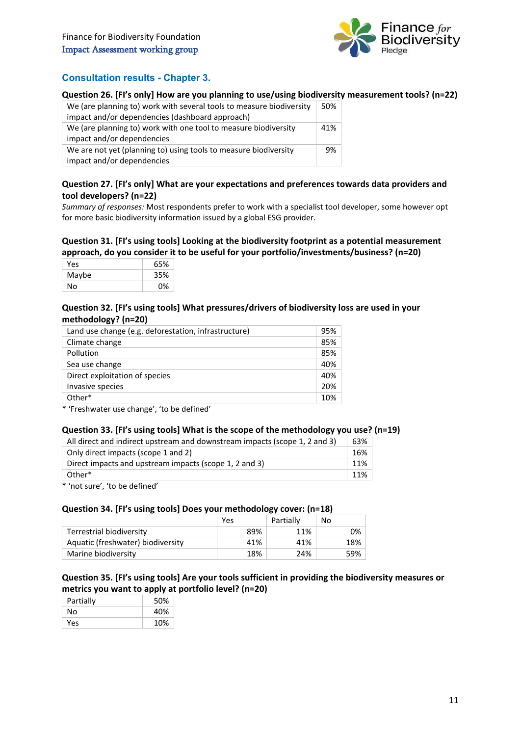Finance for Biodiversity Foundation
Impact Assessment working group

## Consultation results - Chapter 3.

### Question 26. [FI's only] How are you planning to use/using biodiversity measurement tools? (n=22)

| | |
|---|---|
| We (are planning to) work with several tools to measure biodiversity impact and/or dependencies (dashboard approach) | 50% |
| We (are planning to) work with one tool to measure biodiversity impact and/or dependencies | 41% |
| We are not yet (planning to) using tools to measure biodiversity impact and/or dependencies | 9% |

### Question 27. [FI's only] What are your expectations and preferences towards data providers and tool developers? (n=22)

*Summary of responses:* Most respondents prefer to work with a specialist tool developer, some however opt for more basic biodiversity information issued by a global ESG provider.

### Question 31. [FI's using tools] Looking at the biodiversity footprint as a potential measurement approach, do you consider it to be useful for your portfolio/investments/business? (n=20)

| | |
|---|---|
| Yes | 65% |
| Maybe | 35% |
| No | 0% |

### Question 32. [FI's using tools] What pressures/drivers of biodiversity loss are used in your methodology? (n=20)

| | |
|---|---|
| Land use change (e.g. deforestation, infrastructure) | 95% |
| Climate change | 85% |
| Pollution | 85% |
| Sea use change | 40% |
| Direct exploitation of species | 40% |
| Invasive species | 20% |
| Other* | 10% |

* 'Freshwater use change', 'to be defined'

### Question 33. [FI's using tools] What is the scope of the methodology you use? (n=19)

| | |
|---|---|
| All direct and indirect upstream and downstream impacts (scope 1, 2 and 3) | 63% |
| Only direct impacts (scope 1 and 2) | 16% |
| Direct impacts and upstream impacts (scope 1, 2 and 3) | 11% |
| Other* | 11% |

* 'not sure', 'to be defined'

### Question 34. [FI's using tools] Does your methodology cover: (n=18)

| | Yes | Partially | No |
|---|---|---|---|
| Terrestrial biodiversity | 89% | 11% | 0% |
| Aquatic (freshwater) biodiversity | 41% | 41% | 18% |
| Marine biodiversity | 18% | 24% | 59% |

### Question 35. [FI's using tools] Are your tools sufficient in providing the biodiversity measures or metrics you want to apply at portfolio level? (n=20)

| | |
|---|---|
| Partially | 50% |
| No | 40% |
| Yes | 10% |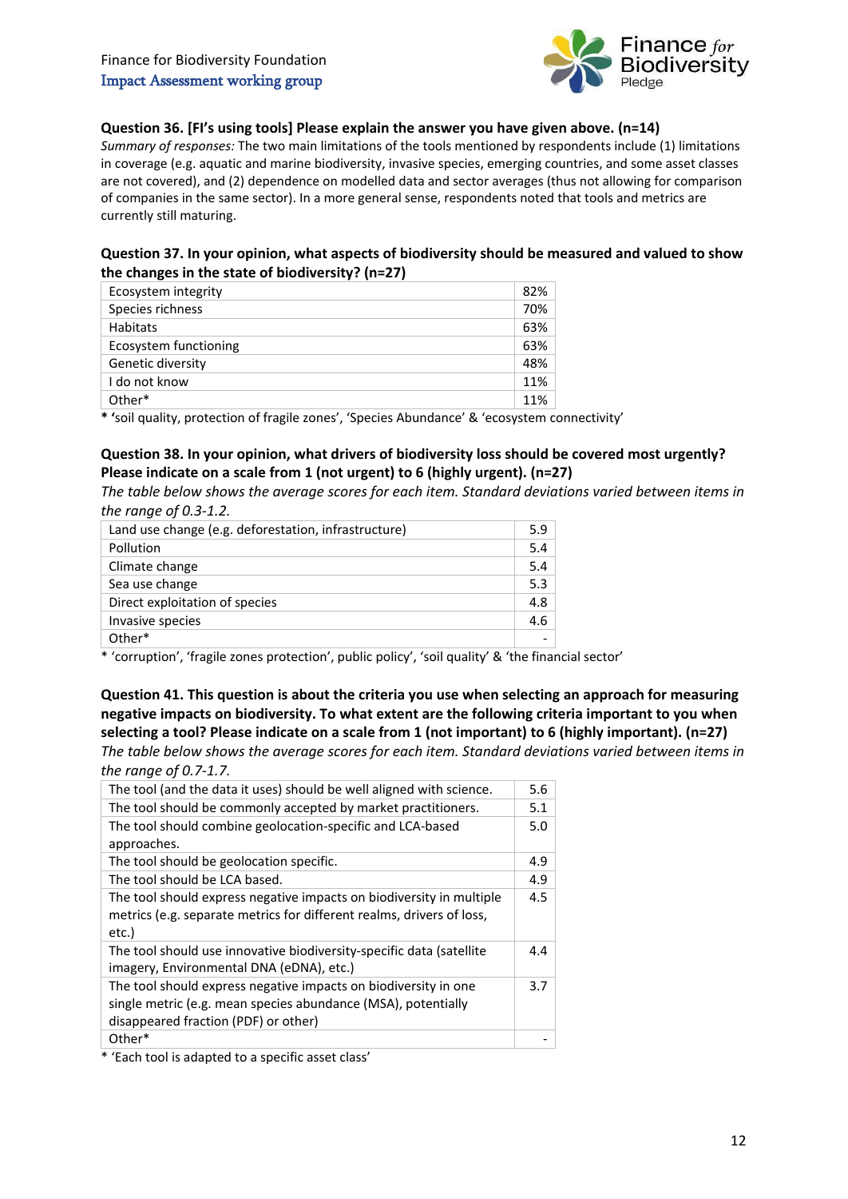**Question 36. [FI's using tools] Please explain the answer you have given above. (n=14)**

*Summary of responses:* The two main limitations of the tools mentioned by respondents include (1) limitations in coverage (e.g. aquatic and marine biodiversity, invasive species, emerging countries, and some asset classes are not covered), and (2) dependence on modelled data and sector averages (thus not allowing for comparison of companies in the same sector). In a more general sense, respondents noted that tools and metrics are currently still maturing.

**Question 37. In your opinion, what aspects of biodiversity should be measured and valued to show the changes in the state of biodiversity? (n=27)**

| | |
|---|---|
| Ecosystem integrity | 82% |
| Species richness | 70% |
| Habitats | 63% |
| Ecosystem functioning | 63% |
| Genetic diversity | 48% |
| I do not know | 11% |
| Other* | 11% |

**\*** 'soil quality, protection of fragile zones', 'Species Abundance' & 'ecosystem connectivity'

**Question 38. In your opinion, what drivers of biodiversity loss should be covered most urgently? Please indicate on a scale from 1 (not urgent) to 6 (highly urgent). (n=27)**

*The table below shows the average scores for each item. Standard deviations varied between items in the range of 0.3-1.2.*

| | |
|---|---|
| Land use change (e.g. deforestation, infrastructure) | 5.9 |
| Pollution | 5.4 |
| Climate change | 5.4 |
| Sea use change | 5.3 |
| Direct exploitation of species | 4.8 |
| Invasive species | 4.6 |
| Other* | - |

\* 'corruption', 'fragile zones protection', public policy', 'soil quality' & 'the financial sector'

**Question 41. This question is about the criteria you use when selecting an approach for measuring negative impacts on biodiversity. To what extent are the following criteria important to you when selecting a tool? Please indicate on a scale from 1 (not important) to 6 (highly important). (n=27)**

*The table below shows the average scores for each item. Standard deviations varied between items in the range of 0.7-1.7.*

| | |
|---|---|
| The tool (and the data it uses) should be well aligned with science. | 5.6 |
| The tool should be commonly accepted by market practitioners. | 5.1 |
| The tool should combine geolocation-specific and LCA-based approaches. | 5.0 |
| The tool should be geolocation specific. | 4.9 |
| The tool should be LCA based. | 4.9 |
| The tool should express negative impacts on biodiversity in multiple metrics (e.g. separate metrics for different realms, drivers of loss, etc.) | 4.5 |
| The tool should use innovative biodiversity-specific data (satellite imagery, Environmental DNA (eDNA), etc.) | 4.4 |
| The tool should express negative impacts on biodiversity in one single metric (e.g. mean species abundance (MSA), potentially disappeared fraction (PDF) or other) | 3.7 |
| Other* | - |

\* 'Each tool is adapted to a specific asset class'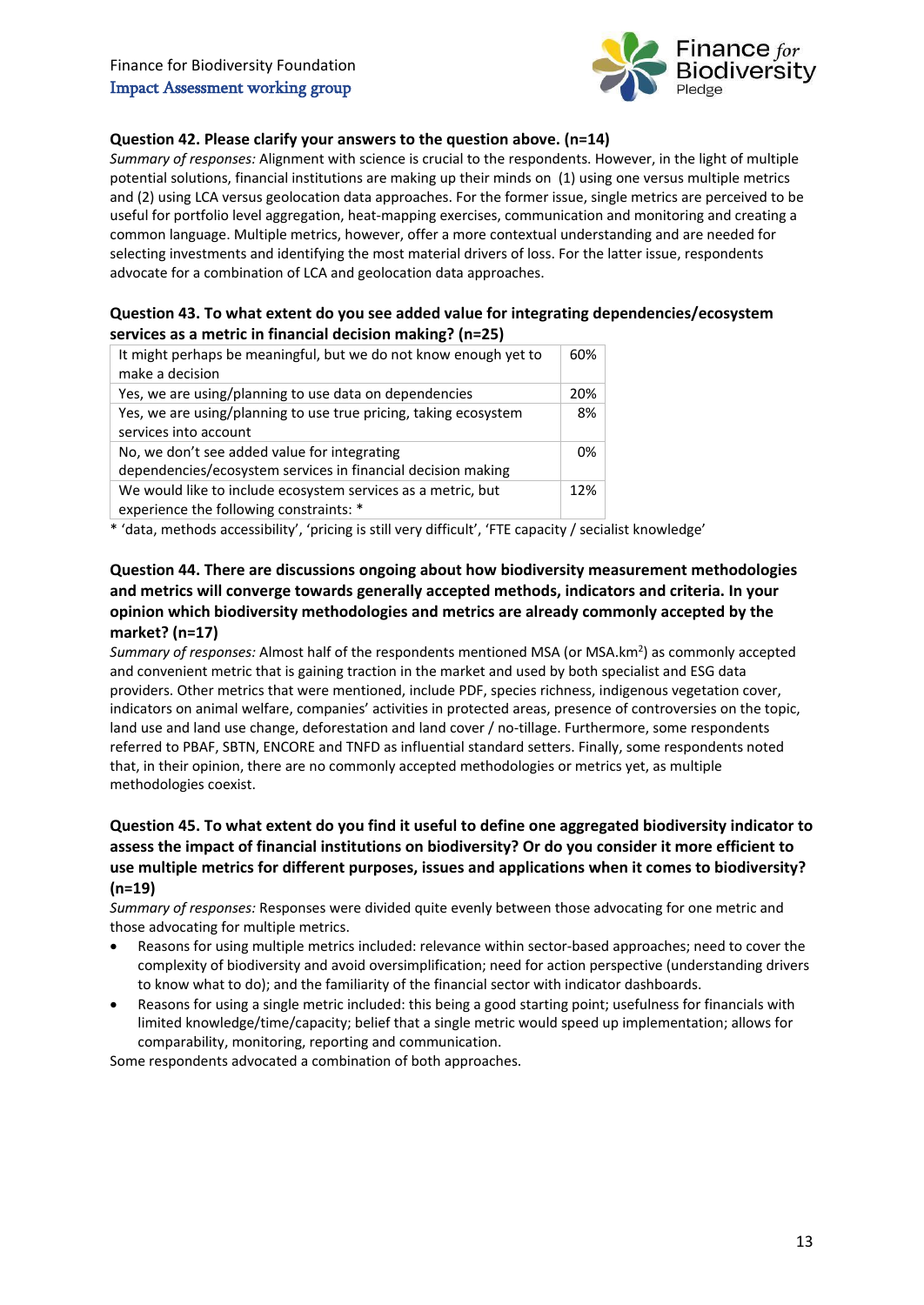### Question 42. Please clarify your answers to the question above. (n=14)

*Summary of responses:* Alignment with science is crucial to the respondents. However, in the light of multiple potential solutions, financial institutions are making up their minds on (1) using one versus multiple metrics and (2) using LCA versus geolocation data approaches. For the former issue, single metrics are perceived to be useful for portfolio level aggregation, heat-mapping exercises, communication and monitoring and creating a common language. Multiple metrics, however, offer a more contextual understanding and are needed for selecting investments and identifying the most material drivers of loss. For the latter issue, respondents advocate for a combination of LCA and geolocation data approaches.

### Question 43. To what extent do you see added value for integrating dependencies/ecosystem services as a metric in financial decision making? (n=25)

| | |
|---|---|
| It might perhaps be meaningful, but we do not know enough yet to make a decision | 60% |
| Yes, we are using/planning to use data on dependencies | 20% |
| Yes, we are using/planning to use true pricing, taking ecosystem services into account | 8% |
| No, we don't see added value for integrating dependencies/ecosystem services in financial decision making | 0% |
| We would like to include ecosystem services as a metric, but experience the following constraints: * | 12% |

* 'data, methods accessibility', 'pricing is still very difficult', 'FTE capacity / secialist knowledge'

### Question 44. There are discussions ongoing about how biodiversity measurement methodologies and metrics will converge towards generally accepted methods, indicators and criteria. In your opinion which biodiversity methodologies and metrics are already commonly accepted by the market? (n=17)

*Summary of responses:* Almost half of the respondents mentioned MSA (or MSA.km$^2$) as commonly accepted and convenient metric that is gaining traction in the market and used by both specialist and ESG data providers. Other metrics that were mentioned, include PDF, species richness, indigenous vegetation cover, indicators on animal welfare, companies' activities in protected areas, presence of controversies on the topic, land use and land use change, deforestation and land cover / no-tillage. Furthermore, some respondents referred to PBAF, SBTN, ENCORE and TNFD as influential standard setters. Finally, some respondents noted that, in their opinion, there are no commonly accepted methodologies or metrics yet, as multiple methodologies coexist.

### Question 45. To what extent do you find it useful to define one aggregated biodiversity indicator to assess the impact of financial institutions on biodiversity? Or do you consider it more efficient to use multiple metrics for different purposes, issues and applications when it comes to biodiversity? (n=19)

*Summary of responses:* Responses were divided quite evenly between those advocating for one metric and those advocating for multiple metrics.

- Reasons for using multiple metrics included: relevance within sector-based approaches; need to cover the complexity of biodiversity and avoid oversimplification; need for action perspective (understanding drivers to know what to do); and the familiarity of the financial sector with indicator dashboards.
- Reasons for using a single metric included: this being a good starting point; usefulness for financials with limited knowledge/time/capacity; belief that a single metric would speed up implementation; allows for comparability, monitoring, reporting and communication.

Some respondents advocated a combination of both approaches.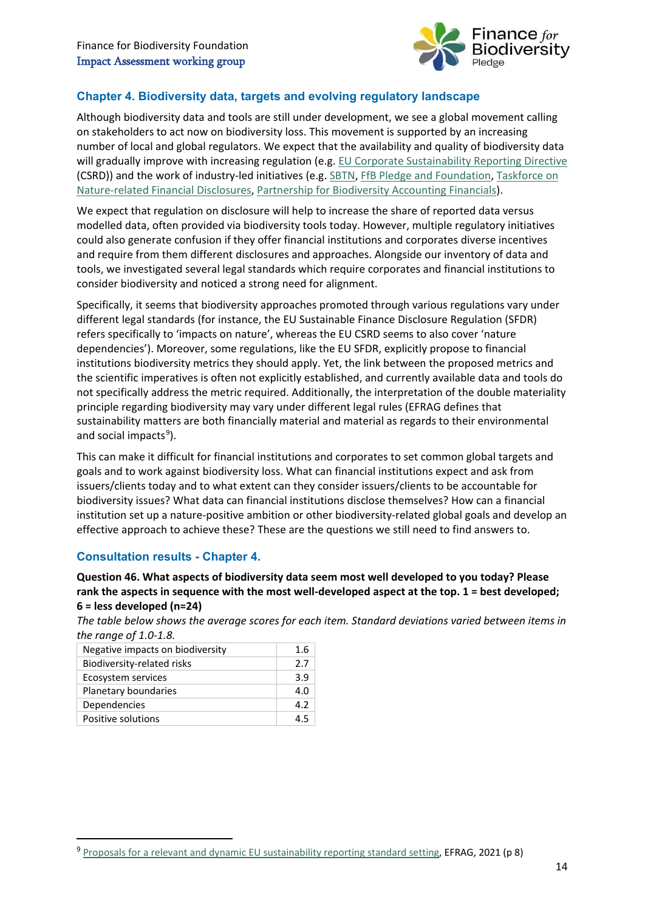## Chapter 4. Biodiversity data, targets and evolving regulatory landscape

Although biodiversity data and tools are still under development, we see a global movement calling on stakeholders to act now on biodiversity loss. This movement is supported by an increasing number of local and global regulators. We expect that the availability and quality of biodiversity data will gradually improve with increasing regulation (e.g. EU Corporate Sustainability Reporting Directive (CSRD)) and the work of industry-led initiatives (e.g. SBTN, FfB Pledge and Foundation, Taskforce on Nature-related Financial Disclosures, Partnership for Biodiversity Accounting Financials).

We expect that regulation on disclosure will help to increase the share of reported data versus modelled data, often provided via biodiversity tools today. However, multiple regulatory initiatives could also generate confusion if they offer financial institutions and corporates diverse incentives and require from them different disclosures and approaches. Alongside our inventory of data and tools, we investigated several legal standards which require corporates and financial institutions to consider biodiversity and noticed a strong need for alignment.

Specifically, it seems that biodiversity approaches promoted through various regulations vary under different legal standards (for instance, the EU Sustainable Finance Disclosure Regulation (SFDR) refers specifically to 'impacts on nature', whereas the EU CSRD seems to also cover 'nature dependencies'). Moreover, some regulations, like the EU SFDR, explicitly propose to financial institutions biodiversity metrics they should apply. Yet, the link between the proposed metrics and the scientific imperatives is often not explicitly established, and currently available data and tools do not specifically address the metric required. Additionally, the interpretation of the double materiality principle regarding biodiversity may vary under different legal rules (EFRAG defines that sustainability matters are both financially material and material as regards to their environmental and social impacts[9]).

This can make it difficult for financial institutions and corporates to set common global targets and goals and to work against biodiversity loss. What can financial institutions expect and ask from issuers/clients today and to what extent can they consider issuers/clients to be accountable for biodiversity issues? What data can financial institutions disclose themselves? How can a financial institution set up a nature-positive ambition or other biodiversity-related global goals and develop an effective approach to achieve these? These are the questions we still need to find answers to.

### Consultation results - Chapter 4.

**Question 46. What aspects of biodiversity data seem most well developed to you today? Please rank the aspects in sequence with the most well-developed aspect at the top. 1 = best developed; 6 = less developed (n=24)**

*The table below shows the average scores for each item. Standard deviations varied between items in the range of 1.0-1.8.*

| Aspect | Average score |
|---|---|
| Negative impacts on biodiversity | 1.6 |
| Biodiversity-related risks | 2.7 |
| Ecosystem services | 3.9 |
| Planetary boundaries | 4.0 |
| Dependencies | 4.2 |
| Positive solutions | 4.5 |

[9] Proposals for a relevant and dynamic EU sustainability reporting standard setting, EFRAG, 2021 (p 8)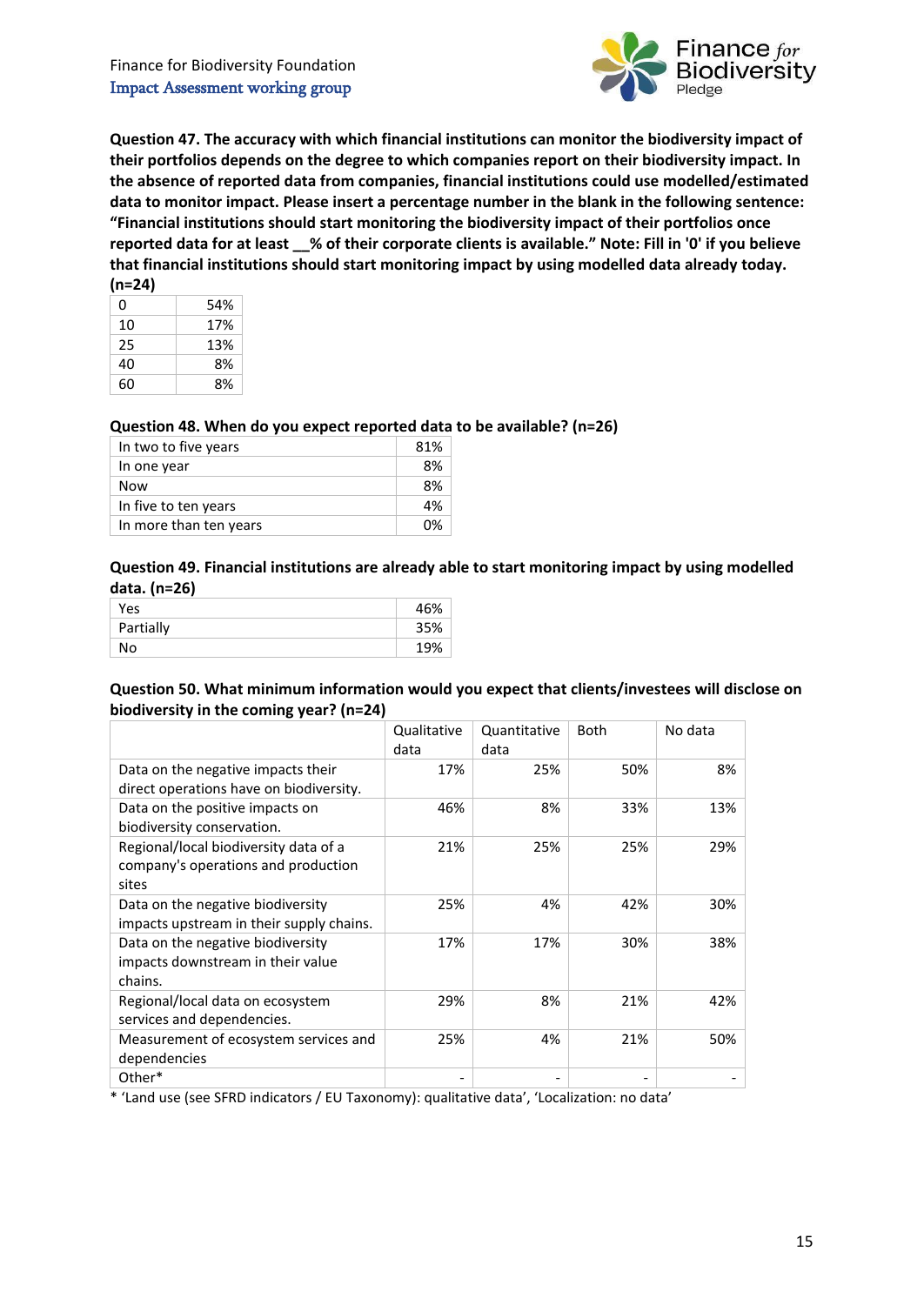**Question 47. The accuracy with which financial institutions can monitor the biodiversity impact of their portfolios depends on the degree to which companies report on their biodiversity impact. In the absence of reported data from companies, financial institutions could use modelled/estimated data to monitor impact. Please insert a percentage number in the blank in the following sentence: "Financial institutions should start monitoring the biodiversity impact of their portfolios once reported data for at least __% of their corporate clients is available." Note: Fill in '0' if you believe that financial institutions should start monitoring impact by using modelled data already today. (n=24)**

| | |
|---|---|
| 0 | 54% |
| 10 | 17% |
| 25 | 13% |
| 40 | 8% |
| 60 | 8% |

**Question 48. When do you expect reported data to be available? (n=26)**

| | |
|---|---|
| In two to five years | 81% |
| In one year | 8% |
| Now | 8% |
| In five to ten years | 4% |
| In more than ten years | 0% |

**Question 49. Financial institutions are already able to start monitoring impact by using modelled data. (n=26)**

| | |
|---|---|
| Yes | 46% |
| Partially | 35% |
| No | 19% |

**Question 50. What minimum information would you expect that clients/investees will disclose on biodiversity in the coming year? (n=24)**

| | Qualitative data | Quantitative data | Both | No data |
|---|---|---|---|---|
| Data on the negative impacts their direct operations have on biodiversity. | 17% | 25% | 50% | 8% |
| Data on the positive impacts on biodiversity conservation. | 46% | 8% | 33% | 13% |
| Regional/local biodiversity data of a company's operations and production sites | 21% | 25% | 25% | 29% |
| Data on the negative biodiversity impacts upstream in their supply chains. | 25% | 4% | 42% | 30% |
| Data on the negative biodiversity impacts downstream in their value chains. | 17% | 17% | 30% | 38% |
| Regional/local data on ecosystem services and dependencies. | 29% | 8% | 21% | 42% |
| Measurement of ecosystem services and dependencies | 25% | 4% | 21% | 50% |
| Other* | - | - | - | - |

* 'Land use (see SFRD indicators / EU Taxonomy): qualitative data', 'Localization: no data'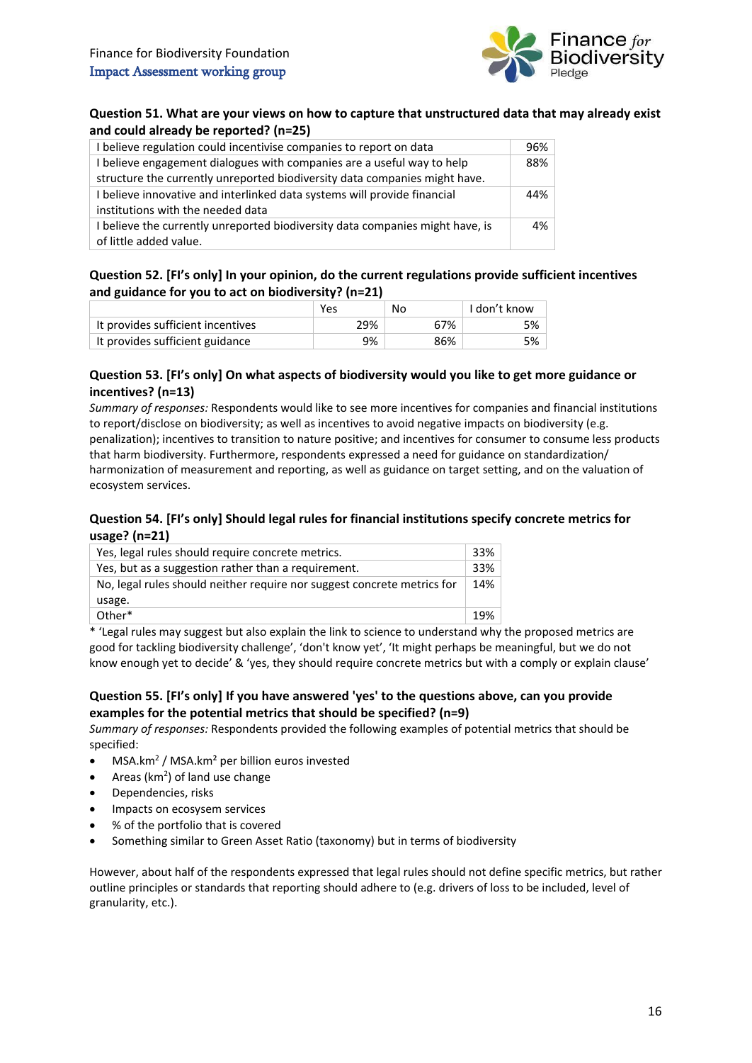**Question 51. What are your views on how to capture that unstructured data that may already exist and could already be reported? (n=25)**

| | |
|---|---|
| I believe regulation could incentivise companies to report on data | 96% |
| I believe engagement dialogues with companies are a useful way to help structure the currently unreported biodiversity data companies might have. | 88% |
| I believe innovative and interlinked data systems will provide financial institutions with the needed data | 44% |
| I believe the currently unreported biodiversity data companies might have, is of little added value. | 4% |

**Question 52. [FI's only] In your opinion, do the current regulations provide sufficient incentives and guidance for you to act on biodiversity? (n=21)**

| | Yes | No | I don't know |
|---|---|---|---|
| It provides sufficient incentives | 29% | 67% | 5% |
| It provides sufficient guidance | 9% | 86% | 5% |

**Question 53. [FI's only] On what aspects of biodiversity would you like to get more guidance or incentives? (n=13)**

*Summary of responses:* Respondents would like to see more incentives for companies and financial institutions to report/disclose on biodiversity; as well as incentives to avoid negative impacts on biodiversity (e.g. penalization); incentives to transition to nature positive; and incentives for consumer to consume less products that harm biodiversity. Furthermore, respondents expressed a need for guidance on standardization/ harmonization of measurement and reporting, as well as guidance on target setting, and on the valuation of ecosystem services.

**Question 54. [FI's only] Should legal rules for financial institutions specify concrete metrics for usage? (n=21)**

| | |
|---|---|
| Yes, legal rules should require concrete metrics. | 33% |
| Yes, but as a suggestion rather than a requirement. | 33% |
| No, legal rules should neither require nor suggest concrete metrics for usage. | 14% |
| Other* | 19% |

* 'Legal rules may suggest but also explain the link to science to understand why the proposed metrics are good for tackling biodiversity challenge', 'don't know yet', 'It might perhaps be meaningful, but we do not know enough yet to decide' & 'yes, they should require concrete metrics but with a comply or explain clause'

**Question 55. [FI's only] If you have answered 'yes' to the questions above, can you provide examples for the potential metrics that should be specified? (n=9)**

*Summary of responses:* Respondents provided the following examples of potential metrics that should be specified:

- MSA.km$^2$ / MSA.km$^2$ per billion euros invested
- Areas (km$^2$) of land use change
- Dependencies, risks
- Impacts on ecosysem services
- % of the portfolio that is covered
- Something similar to Green Asset Ratio (taxonomy) but in terms of biodiversity

However, about half of the respondents expressed that legal rules should not define specific metrics, but rather outline principles or standards that reporting should adhere to (e.g. drivers of loss to be included, level of granularity, etc.).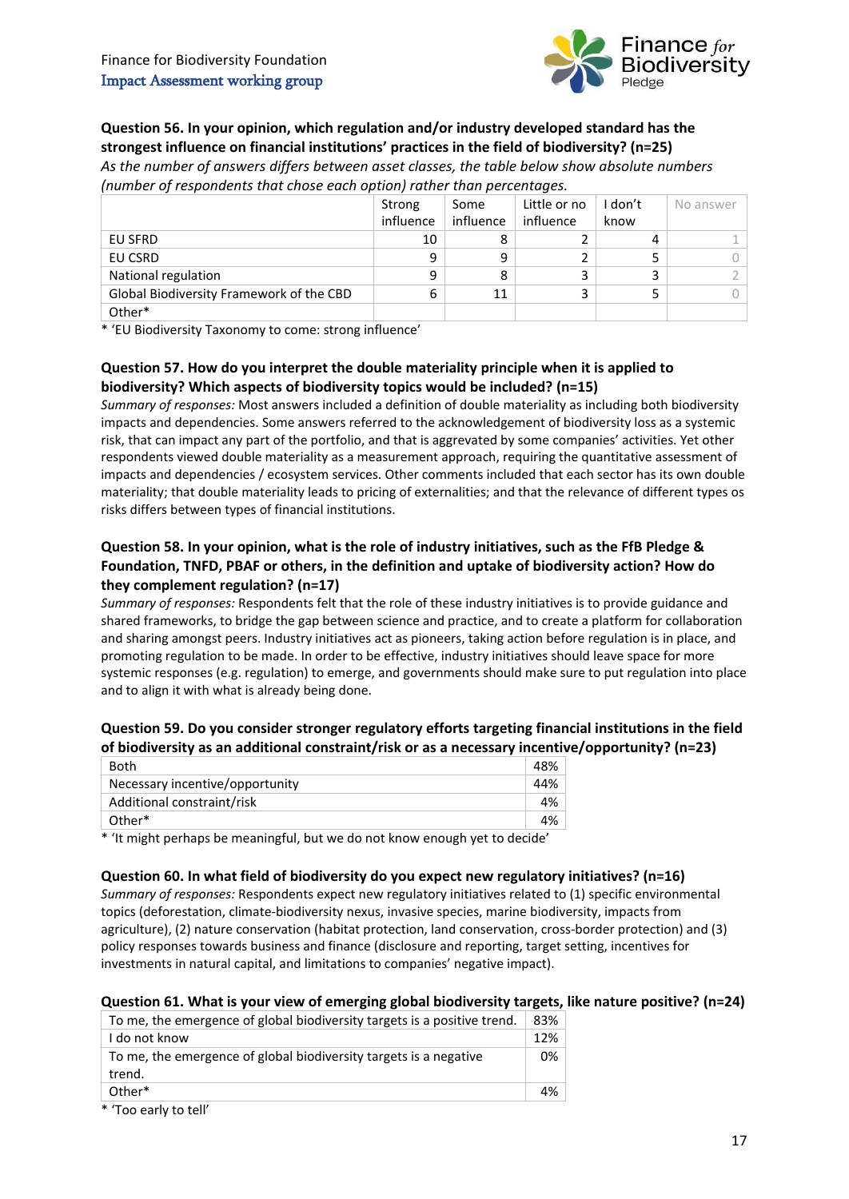**Question 56. In your opinion, which regulation and/or industry developed standard has the strongest influence on financial institutions' practices in the field of biodiversity? (n=25)**

*As the number of answers differs between asset classes, the table below show absolute numbers (number of respondents that chose each option) rather than percentages.*

| | Strong influence | Some influence | Little or no influence | I don't know | No answer |
|---|---|---|---|---|---|
| EU SFRD | 10 | 8 | 2 | 4 | 1 |
| EU CSRD | 9 | 9 | 2 | 5 | 0 |
| National regulation | 9 | 8 | 3 | 3 | 2 |
| Global Biodiversity Framework of the CBD | 6 | 11 | 3 | 5 | 0 |
| Other* | | | | | |

\* 'EU Biodiversity Taxonomy to come: strong influence'

**Question 57. How do you interpret the double materiality principle when it is applied to biodiversity? Which aspects of biodiversity topics would be included? (n=15)**

*Summary of responses:* Most answers included a definition of double materiality as including both biodiversity impacts and dependencies. Some answers referred to the acknowledgement of biodiversity loss as a systemic risk, that can impact any part of the portfolio, and that is aggravated by some companies' activities. Yet other respondents viewed double materiality as a measurement approach, requiring the quantitative assessment of impacts and dependencies / ecosystem services. Other comments included that each sector has its own double materiality; that double materiality leads to pricing of externalities; and that the relevance of different types os risks differs between types of financial institutions.

**Question 58. In your opinion, what is the role of industry initiatives, such as the FfB Pledge & Foundation, TNFD, PBAF or others, in the definition and uptake of biodiversity action? How do they complement regulation? (n=17)**

*Summary of responses:* Respondents felt that the role of these industry initiatives is to provide guidance and shared frameworks, to bridge the gap between science and practice, and to create a platform for collaboration and sharing amongst peers. Industry initiatives act as pioneers, taking action before regulation is in place, and promoting regulation to be made. In order to be effective, industry initiatives should leave space for more systemic responses (e.g. regulation) to emerge, and governments should make sure to put regulation into place and to align it with what is already being done.

**Question 59. Do you consider stronger regulatory efforts targeting financial institutions in the field of biodiversity as an additional constraint/risk or as a necessary incentive/opportunity? (n=23)**

| | |
|---|---|
| Both | 48% |
| Necessary incentive/opportunity | 44% |
| Additional constraint/risk | 4% |
| Other* | 4% |

\* 'It might perhaps be meaningful, but we do not know enough yet to decide'

**Question 60. In what field of biodiversity do you expect new regulatory initiatives? (n=16)**

*Summary of responses:* Respondents expect new regulatory initiatives related to (1) specific environmental topics (deforestation, climate-biodiversity nexus, invasive species, marine biodiversity, impacts from agriculture), (2) nature conservation (habitat protection, land conservation, cross-border protection) and (3) policy responses towards business and finance (disclosure and reporting, target setting, incentives for investments in natural capital, and limitations to companies' negative impact).

**Question 61. What is your view of emerging global biodiversity targets, like nature positive? (n=24)**

| | |
|---|---|
| To me, the emergence of global biodiversity targets is a positive trend. | 83% |
| I do not know | 12% |
| To me, the emergence of global biodiversity targets is a negative trend. | 0% |
| Other* | 4% |

\* 'Too early to tell'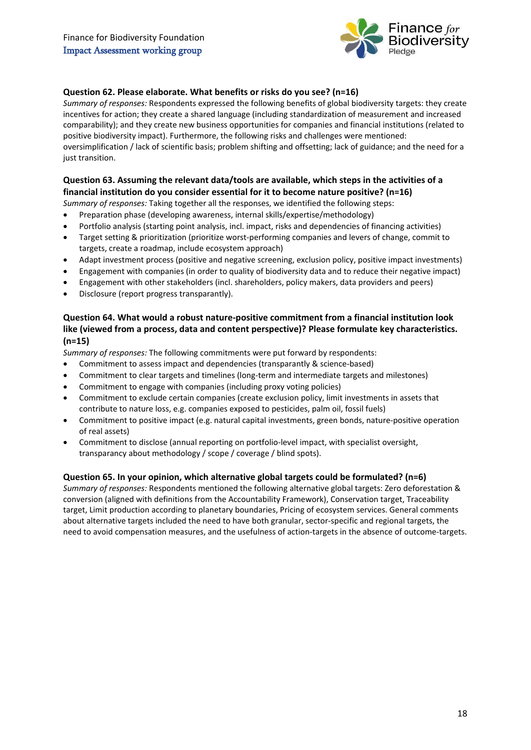**Question 62. Please elaborate. What benefits or risks do you see? (n=16)**

*Summary of responses:* Respondents expressed the following benefits of global biodiversity targets: they create incentives for action; they create a shared language (including standardization of measurement and increased comparability); and they create new business opportunities for companies and financial institutions (related to positive biodiversity impact). Furthermore, the following risks and challenges were mentioned: oversimplification / lack of scientific basis; problem shifting and offsetting; lack of guidance; and the need for a just transition.

**Question 63. Assuming the relevant data/tools are available, which steps in the activities of a financial institution do you consider essential for it to become nature positive? (n=16)**

*Summary of responses:* Taking together all the responses, we identified the following steps:

- Preparation phase (developing awareness, internal skills/expertise/methodology)
- Portfolio analysis (starting point analysis, incl. impact, risks and dependencies of financing activities)
- Target setting & prioritization (prioritize worst-performing companies and levers of change, commit to targets, create a roadmap, include ecosystem approach)
- Adapt investment process (positive and negative screening, exclusion policy, positive impact investments)
- Engagement with companies (in order to quality of biodiversity data and to reduce their negative impact)
- Engagement with other stakeholders (incl. shareholders, policy makers, data providers and peers)
- Disclosure (report progress transparantly).

**Question 64. What would a robust nature-positive commitment from a financial institution look like (viewed from a process, data and content perspective)? Please formulate key characteristics. (n=15)**

*Summary of responses:* The following commitments were put forward by respondents:

- Commitment to assess impact and dependencies (transparantly & science-based)
- Commitment to clear targets and timelines (long-term and intermediate targets and milestones)
- Commitment to engage with companies (including proxy voting policies)
- Commitment to exclude certain companies (create exclusion policy, limit investments in assets that contribute to nature loss, e.g. companies exposed to pesticides, palm oil, fossil fuels)
- Commitment to positive impact (e.g. natural capital investments, green bonds, nature-positive operation of real assets)
- Commitment to disclose (annual reporting on portfolio-level impact, with specialist oversight, transparancy about methodology / scope / coverage / blind spots).

**Question 65. In your opinion, which alternative global targets could be formulated? (n=6)**

*Summary of responses:* Respondents mentioned the following alternative global targets: Zero deforestation & conversion (aligned with definitions from the Accountability Framework), Conservation target, Traceability target, Limit production according to planetary boundaries, Pricing of ecosystem services. General comments about alternative targets included the need to have both granular, sector-specific and regional targets, the need to avoid compensation measures, and the usefulness of action-targets in the absence of outcome-targets.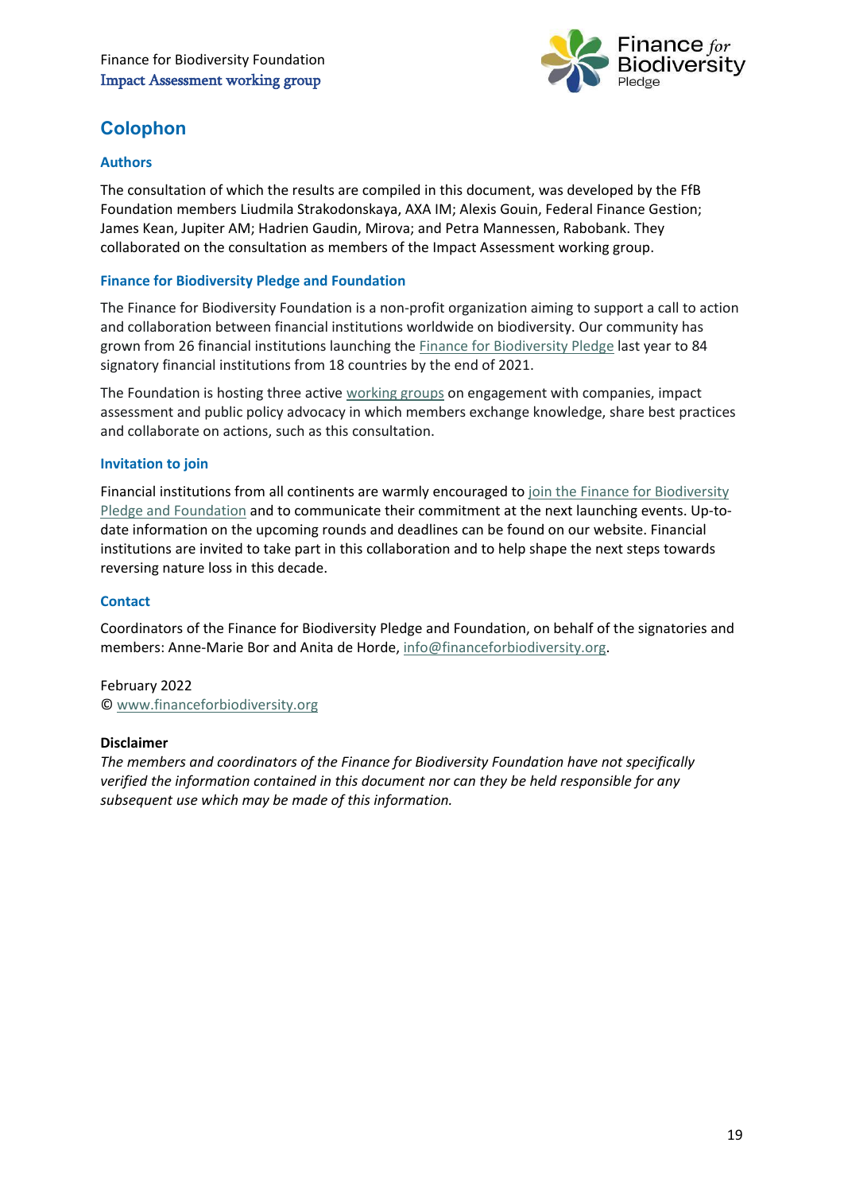## Colophon

### Authors

The consultation of which the results are compiled in this document, was developed by the FfB Foundation members Liudmila Strakodonskaya, AXA IM; Alexis Gouin, Federal Finance Gestion; James Kean, Jupiter AM; Hadrien Gaudin, Mirova; and Petra Mannessen, Rabobank. They collaborated on the consultation as members of the Impact Assessment working group.

### Finance for Biodiversity Pledge and Foundation

The Finance for Biodiversity Foundation is a non-profit organization aiming to support a call to action and collaboration between financial institutions worldwide on biodiversity. Our community has grown from 26 financial institutions launching the Finance for Biodiversity Pledge last year to 84 signatory financial institutions from 18 countries by the end of 2021.

The Foundation is hosting three active working groups on engagement with companies, impact assessment and public policy advocacy in which members exchange knowledge, share best practices and collaborate on actions, such as this consultation.

### Invitation to join

Financial institutions from all continents are warmly encouraged to join the Finance for Biodiversity Pledge and Foundation and to communicate their commitment at the next launching events. Up-to-date information on the upcoming rounds and deadlines can be found on our website. Financial institutions are invited to take part in this collaboration and to help shape the next steps towards reversing nature loss in this decade.

### Contact

Coordinators of the Finance for Biodiversity Pledge and Foundation, on behalf of the signatories and members: Anne-Marie Bor and Anita de Horde, info@financeforbiodiversity.org.

February 2022
© www.financeforbiodiversity.org

**Disclaimer**

*The members and coordinators of the Finance for Biodiversity Foundation have not specifically verified the information contained in this document nor can they be held responsible for any subsequent use which may be made of this information.*